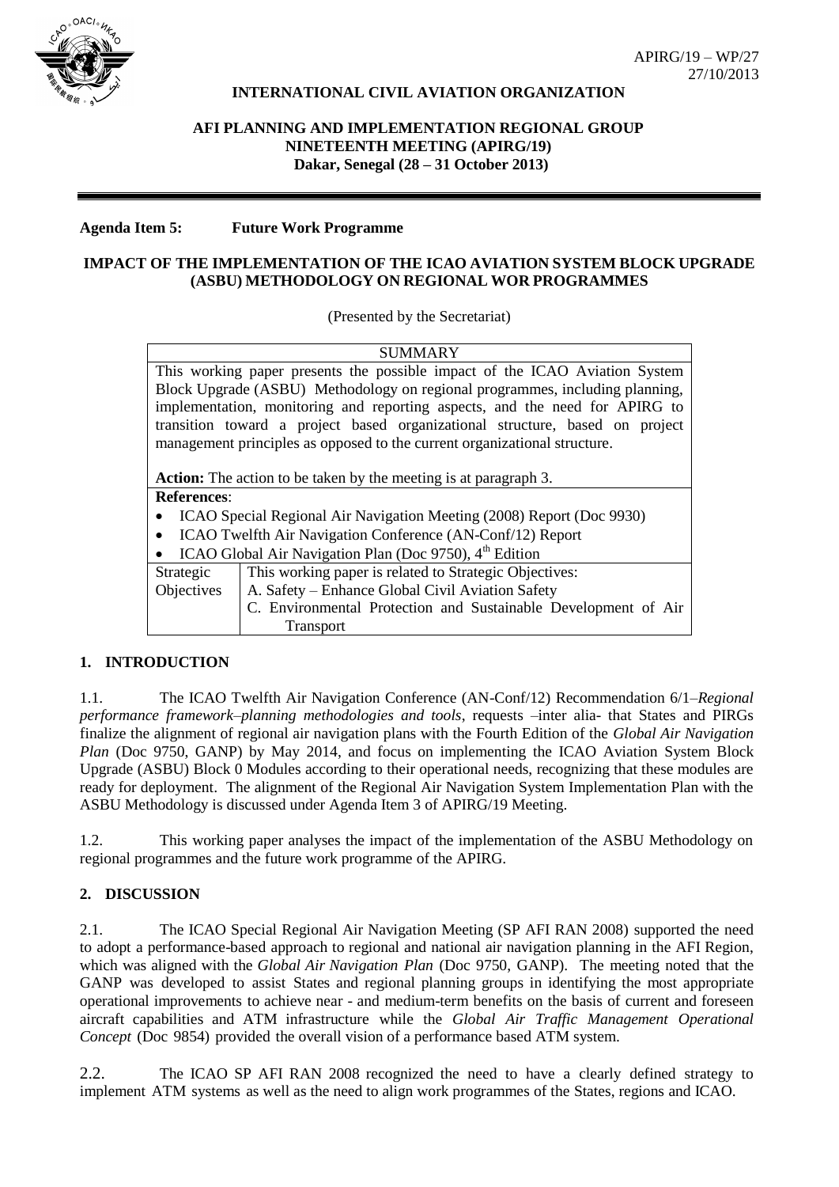APIRG/19 – WP/27
27/10/2013

**INTERNATIONAL CIVIL AVIATION ORGANIZATION**

**AFI PLANNING AND IMPLEMENTATION REGIONAL GROUP**
**NINETEENTH MEETING (APIRG/19)**
**Dakar, Senegal (28 – 31 October 2013)**

**Agenda Item 5: Future Work Programme**

**IMPACT OF THE IMPLEMENTATION OF THE ICAO AVIATION SYSTEM BLOCK UPGRADE (ASBU) METHODOLOGY ON REGIONAL WOR PROGRAMMES**

(Presented by the Secretariat)

| SUMMARY | |
|---|---|
| This working paper presents the possible impact of the ICAO Aviation System Block Upgrade (ASBU) Methodology on regional programmes, including planning, implementation, monitoring and reporting aspects, and the need for APIRG to transition toward a project based organizational structure, based on project management principles as opposed to the current organizational structure.<br><br>**Action:** The action to be taken by the meeting is at paragraph 3. | |
| **References**:<br>• ICAO Special Regional Air Navigation Meeting (2008) Report (Doc 9930)<br>• ICAO Twelfth Air Navigation Conference (AN-Conf/12) Report<br>• ICAO Global Air Navigation Plan (Doc 9750), 4th Edition | |
| Strategic Objectives | This working paper is related to Strategic Objectives:<br>A. Safety – Enhance Global Civil Aviation Safety<br>C. Environmental Protection and Sustainable Development of Air Transport |

## 1. INTRODUCTION

1.1. The ICAO Twelfth Air Navigation Conference (AN-Conf/12) Recommendation 6/1–*Regional performance framework–planning methodologies and tools*, requests –inter alia- that States and PIRGs finalize the alignment of regional air navigation plans with the Fourth Edition of the *Global Air Navigation Plan* (Doc 9750, GANP) by May 2014, and focus on implementing the ICAO Aviation System Block Upgrade (ASBU) Block 0 Modules according to their operational needs, recognizing that these modules are ready for deployment. The alignment of the Regional Air Navigation System Implementation Plan with the ASBU Methodology is discussed under Agenda Item 3 of APIRG/19 Meeting.

1.2. This working paper analyses the impact of the implementation of the ASBU Methodology on regional programmes and the future work programme of the APIRG.

## 2. DISCUSSION

2.1. The ICAO Special Regional Air Navigation Meeting (SP AFI RAN 2008) supported the need to adopt a performance-based approach to regional and national air navigation planning in the AFI Region, which was aligned with the *Global Air Navigation Plan* (Doc 9750, GANP). The meeting noted that the GANP was developed to assist States and regional planning groups in identifying the most appropriate operational improvements to achieve near - and medium-term benefits on the basis of current and foreseen aircraft capabilities and ATM infrastructure while the *Global Air Traffic Management Operational Concept* (Doc 9854) provided the overall vision of a performance based ATM system.

2.2. The ICAO SP AFI RAN 2008 recognized the need to have a clearly defined strategy to implement ATM systems as well as the need to align work programmes of the States, regions and ICAO.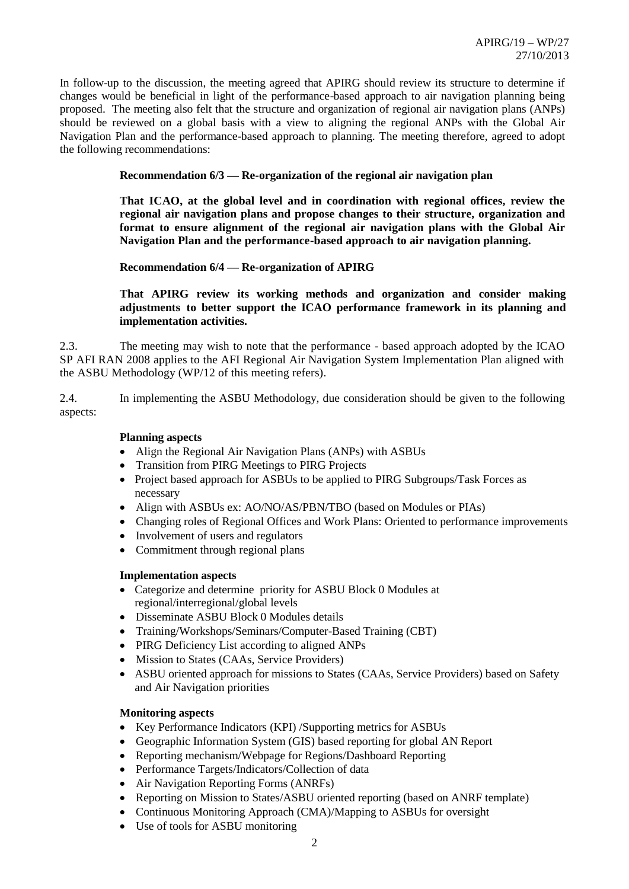In follow-up to the discussion, the meeting agreed that APIRG should review its structure to determine if changes would be beneficial in light of the performance-based approach to air navigation planning being proposed. The meeting also felt that the structure and organization of regional air navigation plans (ANPs) should be reviewed on a global basis with a view to aligning the regional ANPs with the Global Air Navigation Plan and the performance-based approach to planning. The meeting therefore, agreed to adopt the following recommendations:

**Recommendation 6/3 — Re-organization of the regional air navigation plan**

**That ICAO, at the global level and in coordination with regional offices, review the regional air navigation plans and propose changes to their structure, organization and format to ensure alignment of the regional air navigation plans with the Global Air Navigation Plan and the performance-based approach to air navigation planning.**

**Recommendation 6/4 — Re-organization of APIRG**

**That APIRG review its working methods and organization and consider making adjustments to better support the ICAO performance framework in its planning and implementation activities.**

2.3. The meeting may wish to note that the performance - based approach adopted by the ICAO SP AFI RAN 2008 applies to the AFI Regional Air Navigation System Implementation Plan aligned with the ASBU Methodology (WP/12 of this meeting refers).

2.4. In implementing the ASBU Methodology, due consideration should be given to the following aspects:

**Planning aspects**

- Align the Regional Air Navigation Plans (ANPs) with ASBUs
- Transition from PIRG Meetings to PIRG Projects
- Project based approach for ASBUs to be applied to PIRG Subgroups/Task Forces as necessary
- Align with ASBUs ex: AO/NO/AS/PBN/TBO (based on Modules or PIAs)
- Changing roles of Regional Offices and Work Plans: Oriented to performance improvements
- Involvement of users and regulators
- Commitment through regional plans

**Implementation aspects**

- Categorize and determine priority for ASBU Block 0 Modules at regional/interregional/global levels
- Disseminate ASBU Block 0 Modules details
- Training/Workshops/Seminars/Computer-Based Training (CBT)
- PIRG Deficiency List according to aligned ANPs
- Mission to States (CAAs, Service Providers)
- ASBU oriented approach for missions to States (CAAs, Service Providers) based on Safety and Air Navigation priorities

**Monitoring aspects**

- Key Performance Indicators (KPI) /Supporting metrics for ASBUs
- Geographic Information System (GIS) based reporting for global AN Report
- Reporting mechanism/Webpage for Regions/Dashboard Reporting
- Performance Targets/Indicators/Collection of data
- Air Navigation Reporting Forms (ANRFs)
- Reporting on Mission to States/ASBU oriented reporting (based on ANRF template)
- Continuous Monitoring Approach (CMA)/Mapping to ASBUs for oversight
- Use of tools for ASBU monitoring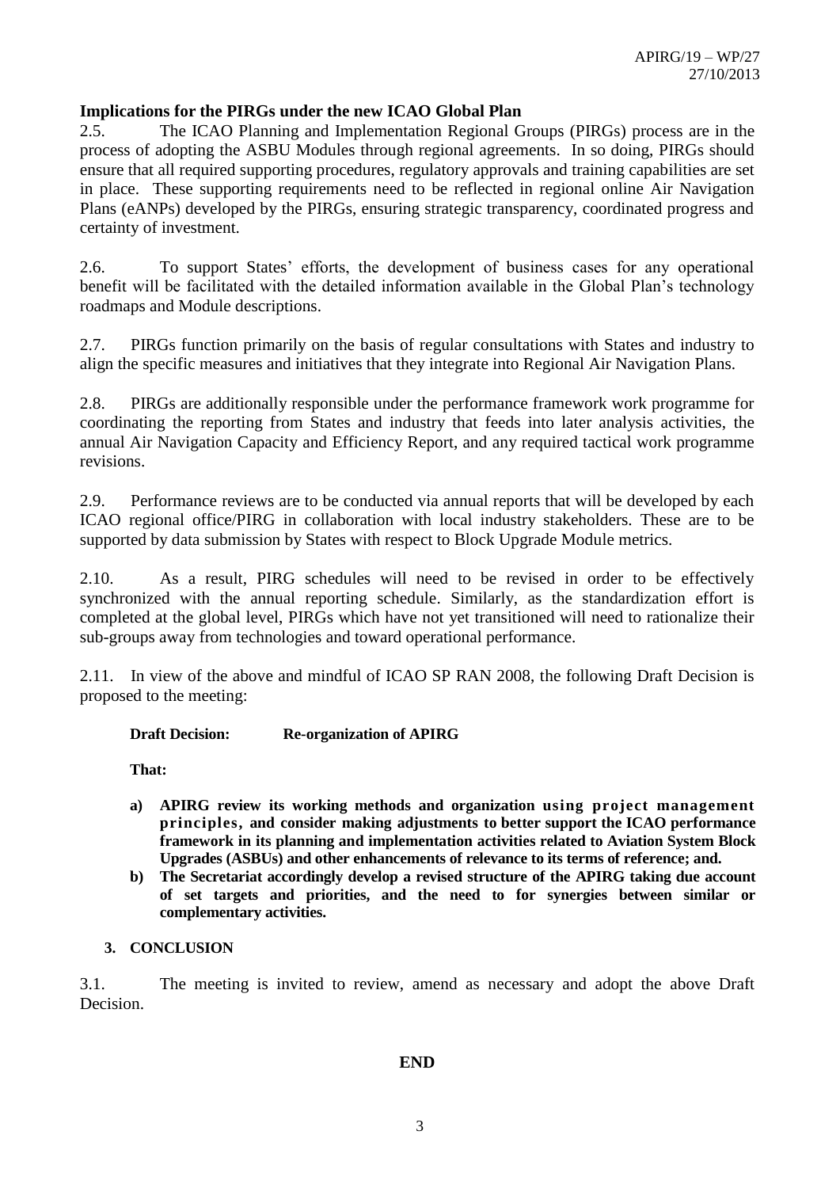## Implications for the PIRGs under the new ICAO Global Plan

2.5. The ICAO Planning and Implementation Regional Groups (PIRGs) process are in the process of adopting the ASBU Modules through regional agreements. In so doing, PIRGs should ensure that all required supporting procedures, regulatory approvals and training capabilities are set in place. These supporting requirements need to be reflected in regional online Air Navigation Plans (eANPs) developed by the PIRGs, ensuring strategic transparency, coordinated progress and certainty of investment.

2.6. To support States' efforts, the development of business cases for any operational benefit will be facilitated with the detailed information available in the Global Plan's technology roadmaps and Module descriptions.

2.7. PIRGs function primarily on the basis of regular consultations with States and industry to align the specific measures and initiatives that they integrate into Regional Air Navigation Plans.

2.8. PIRGs are additionally responsible under the performance framework work programme for coordinating the reporting from States and industry that feeds into later analysis activities, the annual Air Navigation Capacity and Efficiency Report, and any required tactical work programme revisions.

2.9. Performance reviews are to be conducted via annual reports that will be developed by each ICAO regional office/PIRG in collaboration with local industry stakeholders. These are to be supported by data submission by States with respect to Block Upgrade Module metrics.

2.10. As a result, PIRG schedules will need to be revised in order to be effectively synchronized with the annual reporting schedule. Similarly, as the standardization effort is completed at the global level, PIRGs which have not yet transitioned will need to rationalize their sub-groups away from technologies and toward operational performance.

2.11. In view of the above and mindful of ICAO SP RAN 2008, the following Draft Decision is proposed to the meeting:

**Draft Decision: Re-organization of APIRG**

**That:**

**a) APIRG review its working methods and organization using project management principles, and consider making adjustments to better support the ICAO performance framework in its planning and implementation activities related to Aviation System Block Upgrades (ASBUs) and other enhancements of relevance to its terms of reference; and.**

**b) The Secretariat accordingly develop a revised structure of the APIRG taking due account of set targets and priorities, and the need to for synergies between similar or complementary activities.**

## 3. CONCLUSION

3.1. The meeting is invited to review, amend as necessary and adopt the above Draft Decision.

**END**